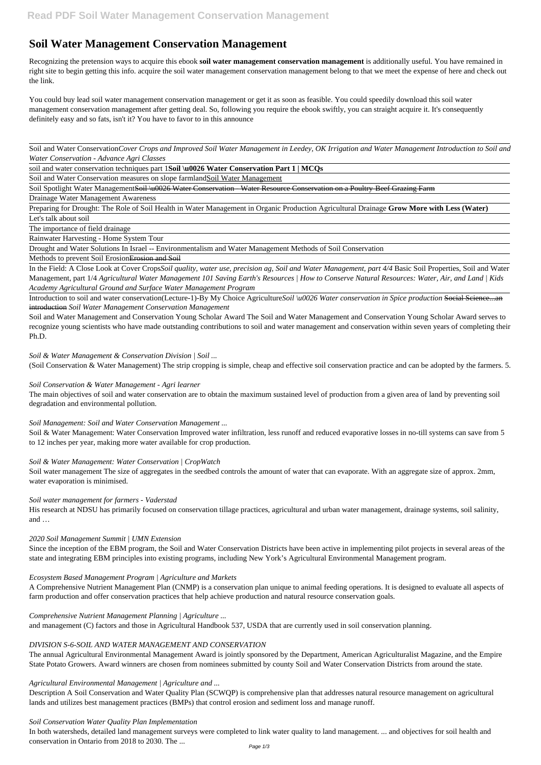# Soil Water Management Conservation Management

Recognizing the pretension ways to acquire this ebook **soil water management conservation management** is additionally useful. You have remained in right site to begin getting this info. acquire the soil water management conservation management belong to that we meet the expense of here and check out the link.

You could buy lead soil water management conservation management or get it as soon as feasible. You could speedily download this soil water management conservation management after getting deal. So, following you require the ebook swiftly, you can straight acquire it. It's consequently definitely easy and so fats, isn't it? You have to favor to in this announce

Soil and Water Conservation*Cover Crops and Improved Soil Water Management in Leedey, OK Irrigation and Water Management Introduction to Soil and Water Conservation - Advance Agri Classes*

soil and water conservation techniques part 1**Soil \u0026 Water Conservation Part 1 | MCQs**

Soil and Water Conservation measures on slope farmlandSoil Water Management

Soil Spotlight Water Management~~Soil \u0026 Water Conservation - Water Resource Conservation on a Poultry-Beef Grazing Farm~~

Drainage Water Management Awareness

Preparing for Drought: The Role of Soil Health in Water Management in Organic Production Agricultural Drainage **Grow More with Less (Water)**

Let's talk about soil

The importance of field drainage

Rainwater Harvesting - Home System Tour

Drought and Water Solutions In Israel -- Environmentalism and Water Management Methods of Soil Conservation

Methods to prevent Soil Erosion~~Erosion and Soil~~

In the Field: A Close Look at Cover Crops*Soil quality, water use, precision ag, Soil and Water Management, part 4/4* Basic Soil Properties, Soil and Water Management, part 1/4 *Agricultural Water Management 101 Saving Earth's Resources | How to Conserve Natural Resources: Water, Air, and Land | Kids Academy Agricultural Ground and Surface Water Management Program*

Introduction to soil and water conservation(Lecture-1)-By My Choice Agriculture*Soil \u0026 Water conservation in Spice production* ~~Social Science...an introduction~~ *Soil Water Management Conservation Management*

Soil and Water Management and Conservation Young Scholar Award The Soil and Water Management and Conservation Young Scholar Award serves to recognize young scientists who have made outstanding contributions to soil and water management and conservation within seven years of completing their Ph.D.

*Soil & Water Management & Conservation Division | Soil ...*

(Soil Conservation & Water Management) The strip cropping is simple, cheap and effective soil conservation practice and can be adopted by the farmers. 5.

*Soil Conservation & Water Management - Agri learner*

The main objectives of soil and water conservation are to obtain the maximum sustained level of production from a given area of land by preventing soil degradation and environmental pollution.

*Soil Management: Soil and Water Conservation Management ...*

Soil & Water Management: Water Conservation Improved water infiltration, less runoff and reduced evaporative losses in no-till systems can save from 5 to 12 inches per year, making more water available for crop production.

*Soil & Water Management: Water Conservation | CropWatch*

Soil water management The size of aggregates in the seedbed controls the amount of water that can evaporate. With an aggregate size of approx. 2mm, water evaporation is minimised.

*Soil water management for farmers - Vaderstad*

His research at NDSU has primarily focused on conservation tillage practices, agricultural and urban water management, drainage systems, soil salinity, and …

*2020 Soil Management Summit | UMN Extension*

Since the inception of the EBM program, the Soil and Water Conservation Districts have been active in implementing pilot projects in several areas of the state and integrating EBM principles into existing programs, including New York's Agricultural Environmental Management program.

*Ecosystem Based Management Program | Agriculture and Markets*

A Comprehensive Nutrient Management Plan (CNMP) is a conservation plan unique to animal feeding operations. It is designed to evaluate all aspects of farm production and offer conservation practices that help achieve production and natural resource conservation goals.

*Comprehensive Nutrient Management Planning | Agriculture ...*

and management (C) factors and those in Agricultural Handbook 537, USDA that are currently used in soil conservation planning.

*DIVISION S-6-SOIL AND WATER MANAGEMENT AND CONSERVATION*

The annual Agricultural Environmental Management Award is jointly sponsored by the Department, American Agriculturalist Magazine, and the Empire State Potato Growers. Award winners are chosen from nominees submitted by county Soil and Water Conservation Districts from around the state.

*Agricultural Environmental Management | Agriculture and ...*

Description A Soil Conservation and Water Quality Plan (SCWQP) is comprehensive plan that addresses natural resource management on agricultural lands and utilizes best management practices (BMPs) that control erosion and sediment loss and manage runoff.

*Soil Conservation Water Quality Plan Implementation*

In both watersheds, detailed land management surveys were completed to link water quality to land management. ... and objectives for soil health and conservation in Ontario from 2018 to 2030. The ...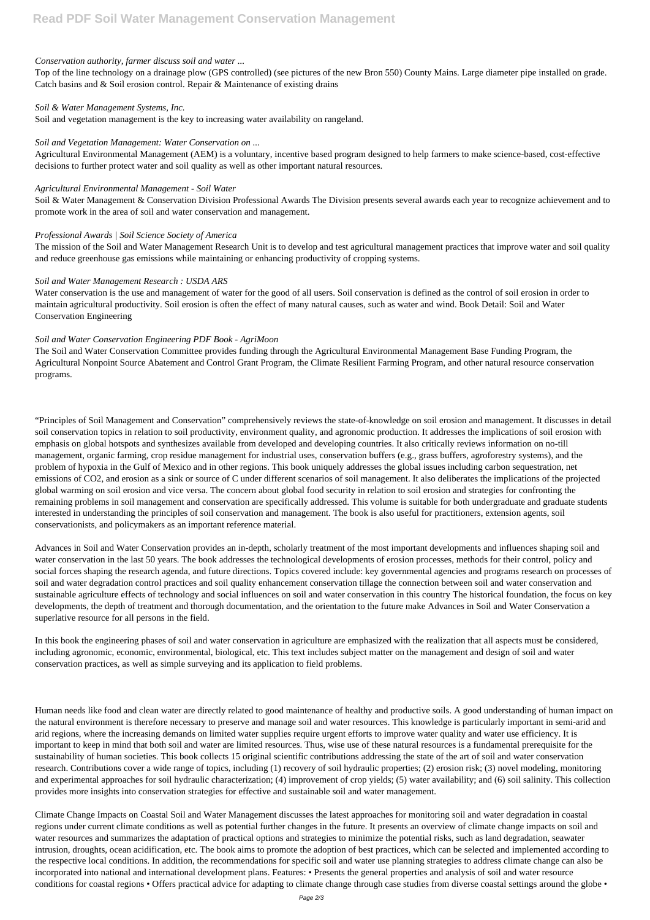*Conservation authority, farmer discuss soil and water ...*

Top of the line technology on a drainage plow (GPS controlled) (see pictures of the new Bron 550) County Mains. Large diameter pipe installed on grade. Catch basins and & Soil erosion control. Repair & Maintenance of existing drains

*Soil & Water Management Systems, Inc.*

Soil and vegetation management is the key to increasing water availability on rangeland.

*Soil and Vegetation Management: Water Conservation on ...*

Agricultural Environmental Management (AEM) is a voluntary, incentive based program designed to help farmers to make science-based, cost-effective decisions to further protect water and soil quality as well as other important natural resources.

*Agricultural Environmental Management - Soil Water*

Soil & Water Management & Conservation Division Professional Awards The Division presents several awards each year to recognize achievement and to promote work in the area of soil and water conservation and management.

*Professional Awards | Soil Science Society of America*

The mission of the Soil and Water Management Research Unit is to develop and test agricultural management practices that improve water and soil quality and reduce greenhouse gas emissions while maintaining or enhancing productivity of cropping systems.

*Soil and Water Management Research : USDA ARS*

Water conservation is the use and management of water for the good of all users. Soil conservation is defined as the control of soil erosion in order to maintain agricultural productivity. Soil erosion is often the effect of many natural causes, such as water and wind. Book Detail: Soil and Water Conservation Engineering

*Soil and Water Conservation Engineering PDF Book - AgriMoon*

The Soil and Water Conservation Committee provides funding through the Agricultural Environmental Management Base Funding Program, the Agricultural Nonpoint Source Abatement and Control Grant Program, the Climate Resilient Farming Program, and other natural resource conservation programs.

“Principles of Soil Management and Conservation” comprehensively reviews the state-of-knowledge on soil erosion and management. It discusses in detail soil conservation topics in relation to soil productivity, environment quality, and agronomic production. It addresses the implications of soil erosion with emphasis on global hotspots and synthesizes available from developed and developing countries. It also critically reviews information on no-till management, organic farming, crop residue management for industrial uses, conservation buffers (e.g., grass buffers, agroforestry systems), and the problem of hypoxia in the Gulf of Mexico and in other regions. This book uniquely addresses the global issues including carbon sequestration, net emissions of $CO_2$, and erosion as a sink or source of C under different scenarios of soil management. It also deliberates the implications of the projected global warming on soil erosion and vice versa. The concern about global food security in relation to soil erosion and strategies for confronting the remaining problems in soil management and conservation are specifically addressed. This volume is suitable for both undergraduate and graduate students interested in understanding the principles of soil conservation and management. The book is also useful for practitioners, extension agents, soil conservationists, and policymakers as an important reference material.

Advances in Soil and Water Conservation provides an in-depth, scholarly treatment of the most important developments and influences shaping soil and water conservation in the last 50 years. The book addresses the technological developments of erosion processes, methods for their control, policy and social forces shaping the research agenda, and future directions. Topics covered include: key governmental agencies and programs research on processes of soil and water degradation control practices and soil quality enhancement conservation tillage the connection between soil and water conservation and sustainable agriculture effects of technology and social influences on soil and water conservation in this country The historical foundation, the focus on key developments, the depth of treatment and thorough documentation, and the orientation to the future make Advances in Soil and Water Conservation a superlative resource for all persons in the field.

In this book the engineering phases of soil and water conservation in agriculture are emphasized with the realization that all aspects must be considered, including agronomic, economic, environmental, biological, etc. This text includes subject matter on the management and design of soil and water conservation practices, as well as simple surveying and its application to field problems.

Human needs like food and clean water are directly related to good maintenance of healthy and productive soils. A good understanding of human impact on the natural environment is therefore necessary to preserve and manage soil and water resources. This knowledge is particularly important in semi-arid and arid regions, where the increasing demands on limited water supplies require urgent efforts to improve water quality and water use efficiency. It is important to keep in mind that both soil and water are limited resources. Thus, wise use of these natural resources is a fundamental prerequisite for the sustainability of human societies. This book collects 15 original scientific contributions addressing the state of the art of soil and water conservation research. Contributions cover a wide range of topics, including (1) recovery of soil hydraulic properties; (2) erosion risk; (3) novel modeling, monitoring and experimental approaches for soil hydraulic characterization; (4) improvement of crop yields; (5) water availability; and (6) soil salinity. This collection provides more insights into conservation strategies for effective and sustainable soil and water management.

Climate Change Impacts on Coastal Soil and Water Management discusses the latest approaches for monitoring soil and water degradation in coastal regions under current climate conditions as well as potential further changes in the future. It presents an overview of climate change impacts on soil and water resources and summarizes the adaptation of practical options and strategies to minimize the potential risks, such as land degradation, seawater intrusion, droughts, ocean acidification, etc. The book aims to promote the adoption of best practices, which can be selected and implemented according to the respective local conditions. In addition, the recommendations for specific soil and water use planning strategies to address climate change can also be incorporated into national and international development plans. Features: • Presents the general properties and analysis of soil and water resource conditions for coastal regions • Offers practical advice for adapting to climate change through case studies from diverse coastal settings around the globe •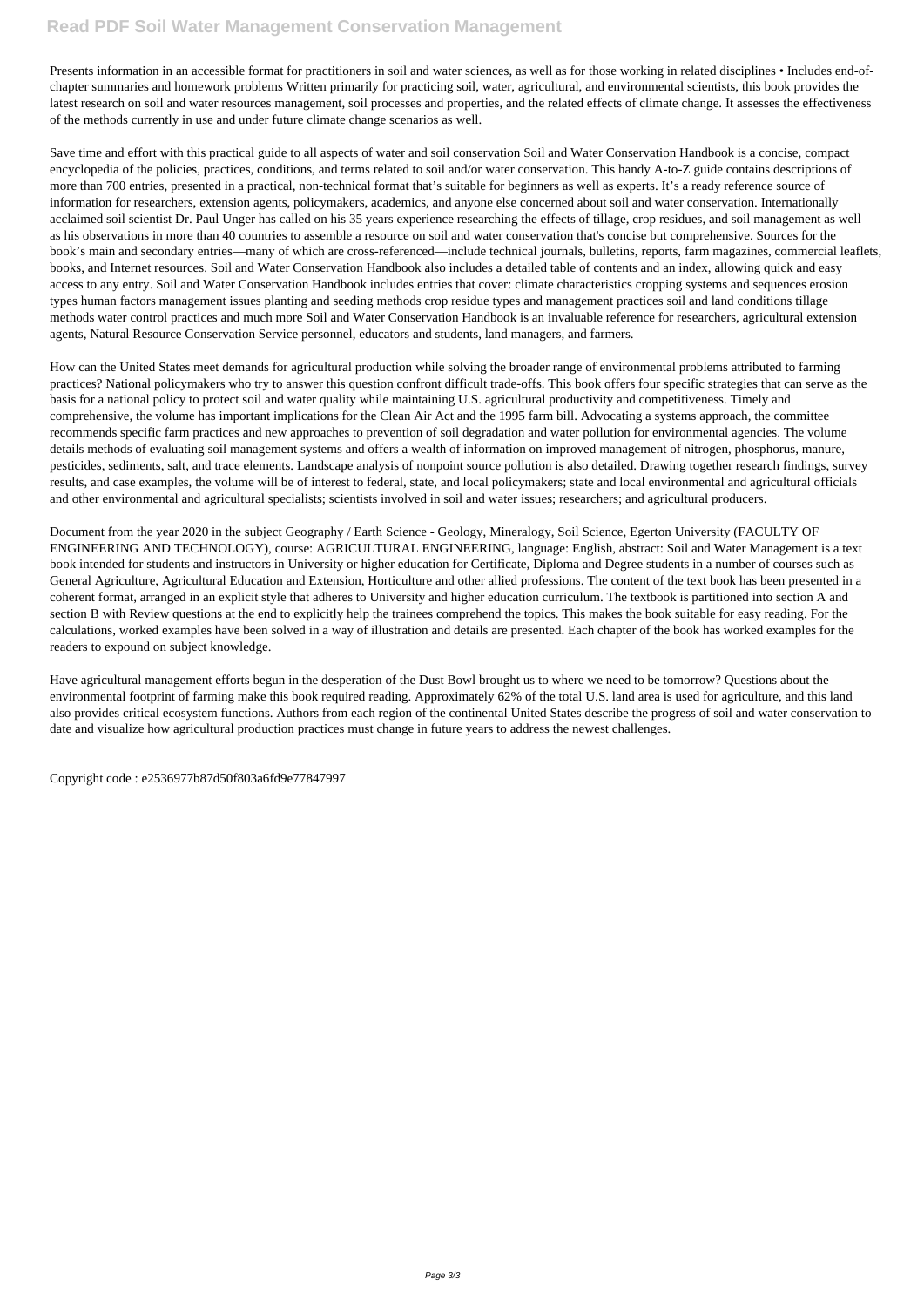Presents information in an accessible format for practitioners in soil and water sciences, as well as for those working in related disciplines • Includes end-of-chapter summaries and homework problems Written primarily for practicing soil, water, agricultural, and environmental scientists, this book provides the latest research on soil and water resources management, soil processes and properties, and the related effects of climate change. It assesses the effectiveness of the methods currently in use and under future climate change scenarios as well.

Save time and effort with this practical guide to all aspects of water and soil conservation Soil and Water Conservation Handbook is a concise, compact encyclopedia of the policies, practices, conditions, and terms related to soil and/or water conservation. This handy A-to-Z guide contains descriptions of more than 700 entries, presented in a practical, non-technical format that's suitable for beginners as well as experts. It's a ready reference source of information for researchers, extension agents, policymakers, academics, and anyone else concerned about soil and water conservation. Internationally acclaimed soil scientist Dr. Paul Unger has called on his 35 years experience researching the effects of tillage, crop residues, and soil management as well as his observations in more than 40 countries to assemble a resource on soil and water conservation that's concise but comprehensive. Sources for the book's main and secondary entries—many of which are cross-referenced—include technical journals, bulletins, reports, farm magazines, commercial leaflets, books, and Internet resources. Soil and Water Conservation Handbook also includes a detailed table of contents and an index, allowing quick and easy access to any entry. Soil and Water Conservation Handbook includes entries that cover: climate characteristics cropping systems and sequences erosion types human factors management issues planting and seeding methods crop residue types and management practices soil and land conditions tillage methods water control practices and much more Soil and Water Conservation Handbook is an invaluable reference for researchers, agricultural extension agents, Natural Resource Conservation Service personnel, educators and students, land managers, and farmers.

How can the United States meet demands for agricultural production while solving the broader range of environmental problems attributed to farming practices? National policymakers who try to answer this question confront difficult trade-offs. This book offers four specific strategies that can serve as the basis for a national policy to protect soil and water quality while maintaining U.S. agricultural productivity and competitiveness. Timely and comprehensive, the volume has important implications for the Clean Air Act and the 1995 farm bill. Advocating a systems approach, the committee recommends specific farm practices and new approaches to prevention of soil degradation and water pollution for environmental agencies. The volume details methods of evaluating soil management systems and offers a wealth of information on improved management of nitrogen, phosphorus, manure, pesticides, sediments, salt, and trace elements. Landscape analysis of nonpoint source pollution is also detailed. Drawing together research findings, survey results, and case examples, the volume will be of interest to federal, state, and local policymakers; state and local environmental and agricultural officials and other environmental and agricultural specialists; scientists involved in soil and water issues; researchers; and agricultural producers.

Document from the year 2020 in the subject Geography / Earth Science - Geology, Mineralogy, Soil Science, Egerton University (FACULTY OF ENGINEERING AND TECHNOLOGY), course: AGRICULTURAL ENGINEERING, language: English, abstract: Soil and Water Management is a text book intended for students and instructors in University or higher education for Certificate, Diploma and Degree students in a number of courses such as General Agriculture, Agricultural Education and Extension, Horticulture and other allied professions. The content of the text book has been presented in a coherent format, arranged in an explicit style that adheres to University and higher education curriculum. The textbook is partitioned into section A and section B with Review questions at the end to explicitly help the trainees comprehend the topics. This makes the book suitable for easy reading. For the calculations, worked examples have been solved in a way of illustration and details are presented. Each chapter of the book has worked examples for the readers to expound on subject knowledge.

Have agricultural management efforts begun in the desperation of the Dust Bowl brought us to where we need to be tomorrow? Questions about the environmental footprint of farming make this book required reading. Approximately 62% of the total U.S. land area is used for agriculture, and this land also provides critical ecosystem functions. Authors from each region of the continental United States describe the progress of soil and water conservation to date and visualize how agricultural production practices must change in future years to address the newest challenges.

Copyright code : e2536977b87d50f803a6fd9e77847997